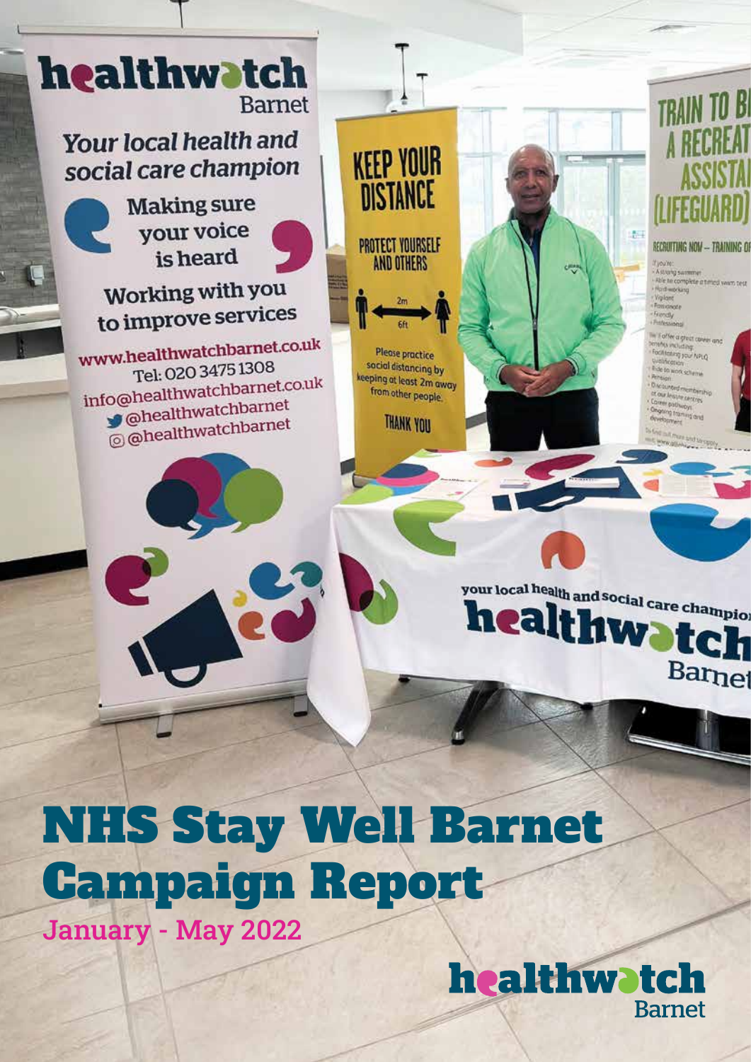# NHS Stay Well Barnet Campaign Report

**January - May 2022**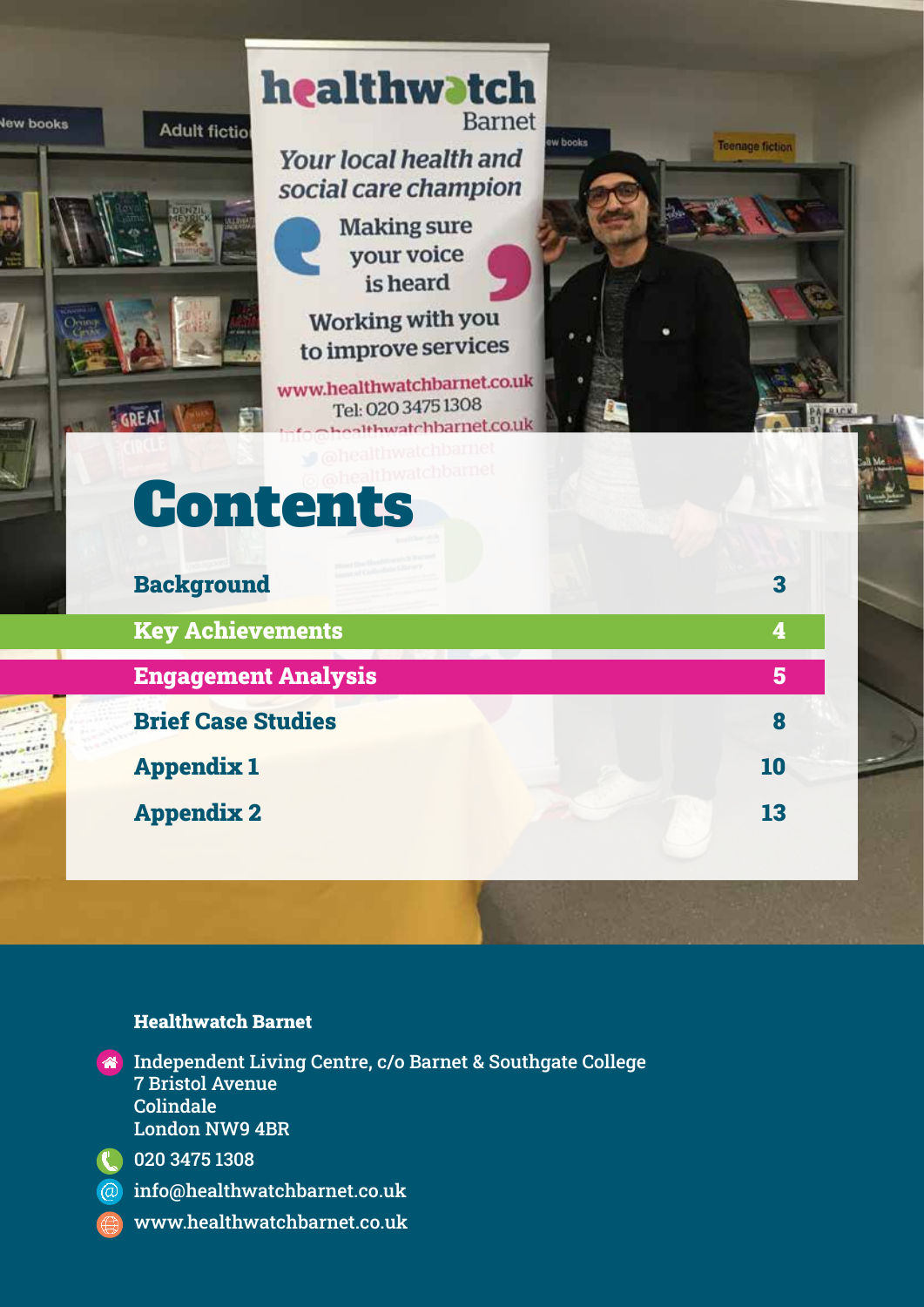# Contents

| Section | Page |
| --- | --- |
| Background | 3 |
| Key Achievements | 4 |
| Engagement Analysis | 5 |
| Brief Case Studies | 8 |
| Appendix 1 | 10 |
| Appendix 2 | 13 |

**Healthwatch Barnet**

Independent Living Centre, c/o Barnet & Southgate College
7 Bristol Avenue
Colindale
London NW9 4BR

020 3475 1308

info@healthwatchbarnet.co.uk

www.healthwatchbarnet.co.uk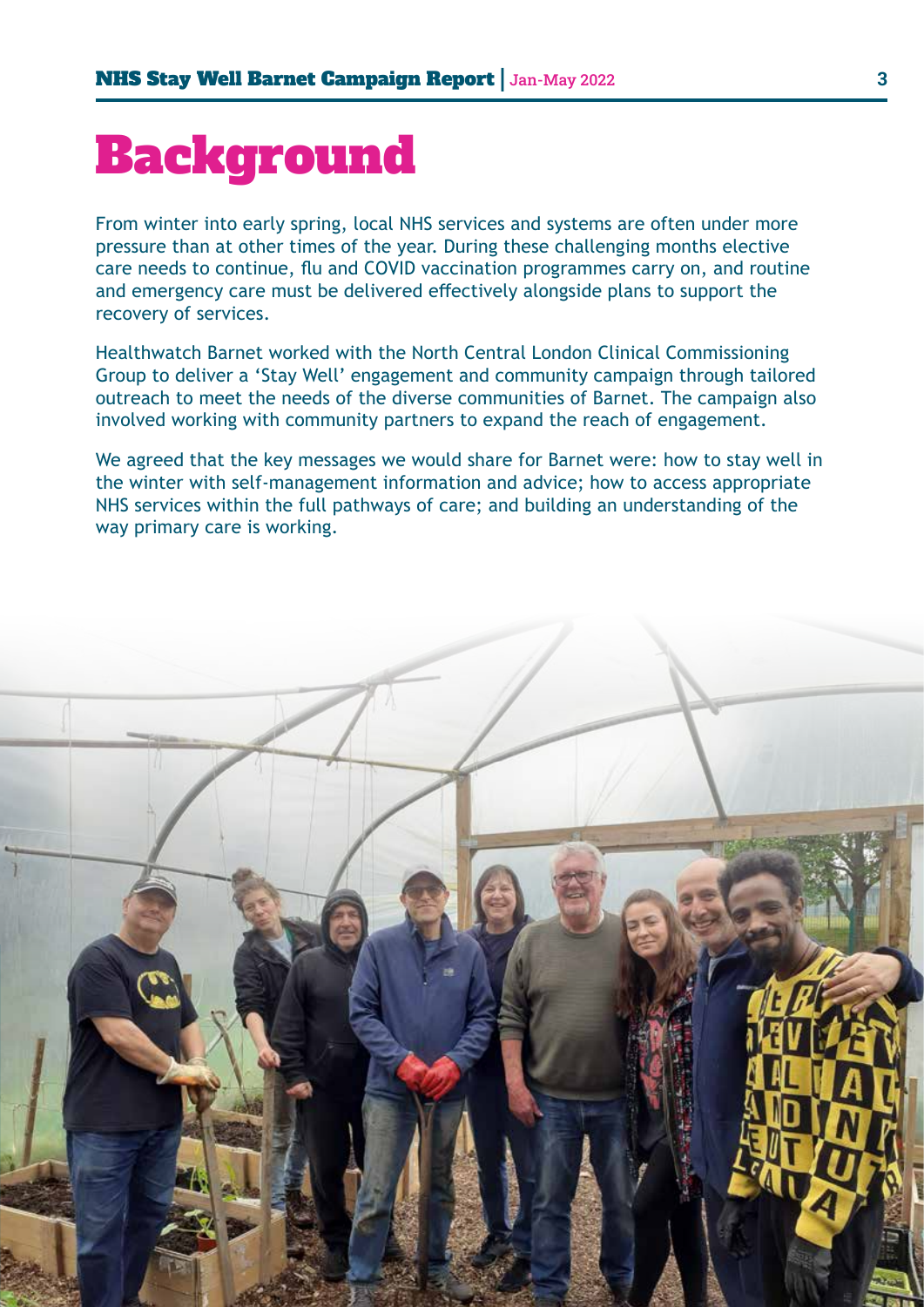# Background

From winter into early spring, local NHS services and systems are often under more pressure than at other times of the year. During these challenging months elective care needs to continue, flu and COVID vaccination programmes carry on, and routine and emergency care must be delivered effectively alongside plans to support the recovery of services.

Healthwatch Barnet worked with the North Central London Clinical Commissioning Group to deliver a 'Stay Well' engagement and community campaign through tailored outreach to meet the needs of the diverse communities of Barnet. The campaign also involved working with community partners to expand the reach of engagement.

We agreed that the key messages we would share for Barnet were: how to stay well in the winter with self-management information and advice; how to access appropriate NHS services within the full pathways of care; and building an understanding of the way primary care is working.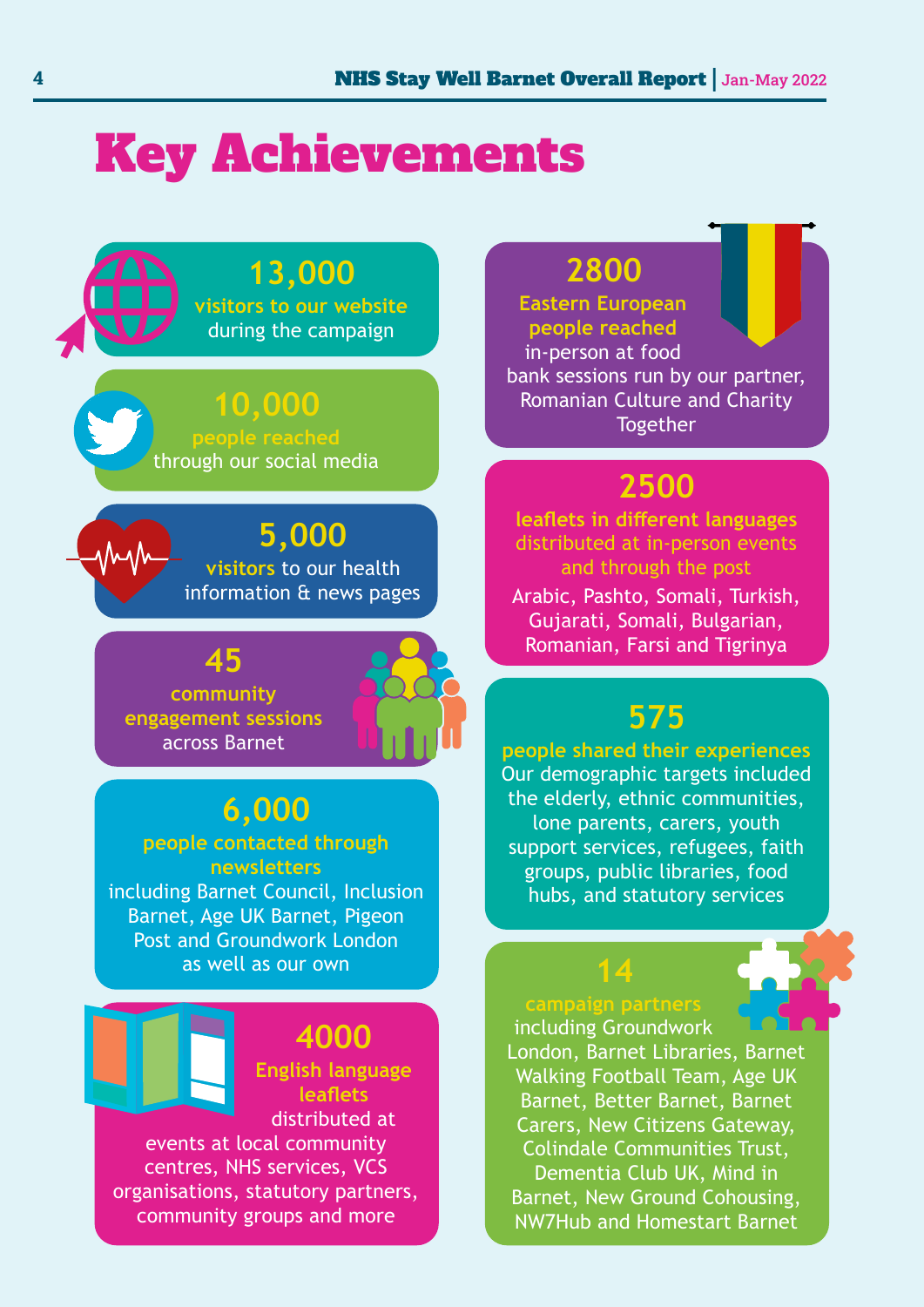# Key Achievements

**13,000**
**visitors to our website** during the campaign

**10,000**
**people reached** through our social media

**5,000**
**visitors** to our health information & news pages

**45**
**community engagement sessions** across Barnet

**6,000**
**people contacted through newsletters** including Barnet Council, Inclusion Barnet, Age UK Barnet, Pigeon Post and Groundwork London as well as our own

**4000**
**English language leaflets** distributed at events at local community centres, NHS services, VCS organisations, statutory partners, community groups and more

**2800**
**Eastern European people reached** in-person at food bank sessions run by our partner, Romanian Culture and Charity Together

**2500**
**leaflets in different languages distributed at in-person events and through the post**
Arabic, Pashto, Somali, Turkish, Gujarati, Somali, Bulgarian, Romanian, Farsi and Tigrinya

**575**
**people shared their experiences**
Our demographic targets included the elderly, ethnic communities, lone parents, carers, youth support services, refugees, faith groups, public libraries, food hubs, and statutory services

**14**
**campaign partners** including Groundwork London, Barnet Libraries, Barnet Walking Football Team, Age UK Barnet, Better Barnet, Barnet Carers, New Citizens Gateway, Colindale Communities Trust, Dementia Club UK, Mind in Barnet, New Ground Cohousing, NW7Hub and Homestart Barnet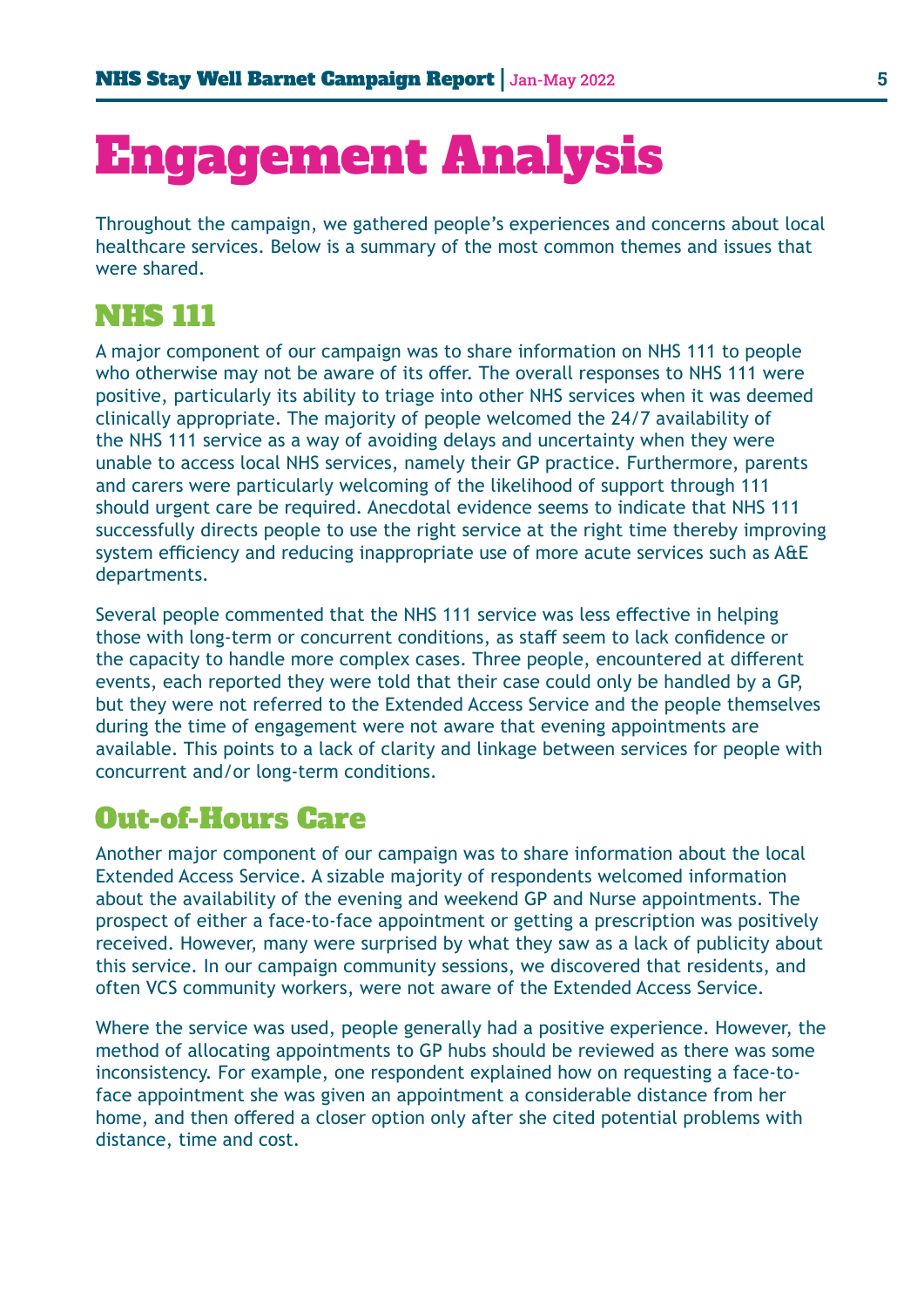# Engagement Analysis

Throughout the campaign, we gathered people's experiences and concerns about local healthcare services. Below is a summary of the most common themes and issues that were shared.

## NHS 111

A major component of our campaign was to share information on NHS 111 to people who otherwise may not be aware of its offer. The overall responses to NHS 111 were positive, particularly its ability to triage into other NHS services when it was deemed clinically appropriate. The majority of people welcomed the 24/7 availability of the NHS 111 service as a way of avoiding delays and uncertainty when they were unable to access local NHS services, namely their GP practice. Furthermore, parents and carers were particularly welcoming of the likelihood of support through 111 should urgent care be required. Anecdotal evidence seems to indicate that NHS 111 successfully directs people to use the right service at the right time thereby improving system efficiency and reducing inappropriate use of more acute services such as A&E departments.

Several people commented that the NHS 111 service was less effective in helping those with long-term or concurrent conditions, as staff seem to lack confidence or the capacity to handle more complex cases. Three people, encountered at different events, each reported they were told that their case could only be handled by a GP, but they were not referred to the Extended Access Service and the people themselves during the time of engagement were not aware that evening appointments are available. This points to a lack of clarity and linkage between services for people with concurrent and/or long-term conditions.

## Out-of-Hours Care

Another major component of our campaign was to share information about the local Extended Access Service. A sizable majority of respondents welcomed information about the availability of the evening and weekend GP and Nurse appointments. The prospect of either a face-to-face appointment or getting a prescription was positively received. However, many were surprised by what they saw as a lack of publicity about this service. In our campaign community sessions, we discovered that residents, and often VCS community workers, were not aware of the Extended Access Service.

Where the service was used, people generally had a positive experience. However, the method of allocating appointments to GP hubs should be reviewed as there was some inconsistency. For example, one respondent explained how on requesting a face-to-face appointment she was given an appointment a considerable distance from her home, and then offered a closer option only after she cited potential problems with distance, time and cost.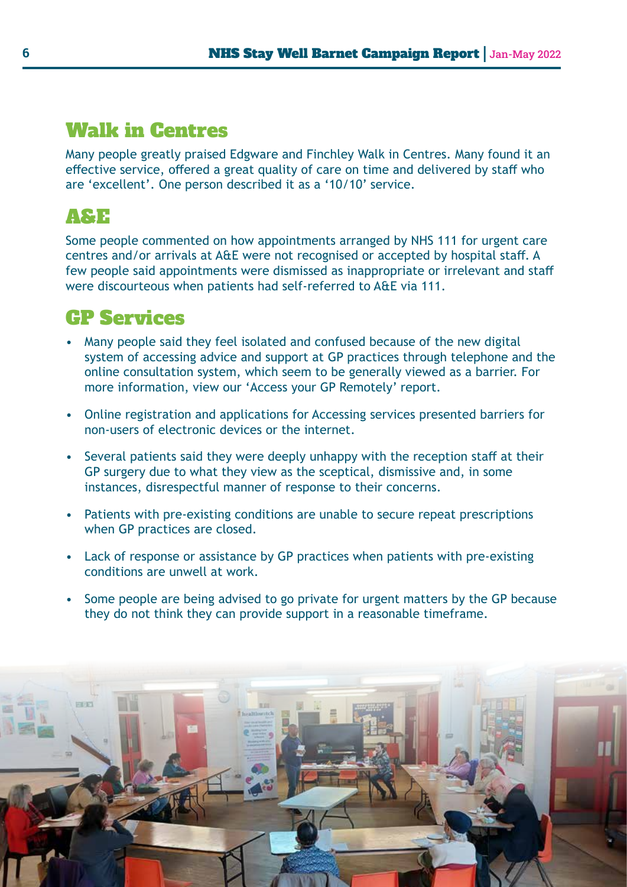## Walk in Centres

Many people greatly praised Edgware and Finchley Walk in Centres. Many found it an effective service, offered a great quality of care on time and delivered by staff who are 'excellent'. One person described it as a '10/10' service.

## A&E

Some people commented on how appointments arranged by NHS 111 for urgent care centres and/or arrivals at A&E were not recognised or accepted by hospital staff. A few people said appointments were dismissed as inappropriate or irrelevant and staff were discourteous when patients had self-referred to A&E via 111.

## GP Services

- Many people said they feel isolated and confused because of the new digital system of accessing advice and support at GP practices through telephone and the online consultation system, which seem to be generally viewed as a barrier. For more information, view our 'Access your GP Remotely' report.
- Online registration and applications for Accessing services presented barriers for non-users of electronic devices or the internet.
- Several patients said they were deeply unhappy with the reception staff at their GP surgery due to what they view as the sceptical, dismissive and, in some instances, disrespectful manner of response to their concerns.
- Patients with pre-existing conditions are unable to secure repeat prescriptions when GP practices are closed.
- Lack of response or assistance by GP practices when patients with pre-existing conditions are unwell at work.
- Some people are being advised to go private for urgent matters by the GP because they do not think they can provide support in a reasonable timeframe.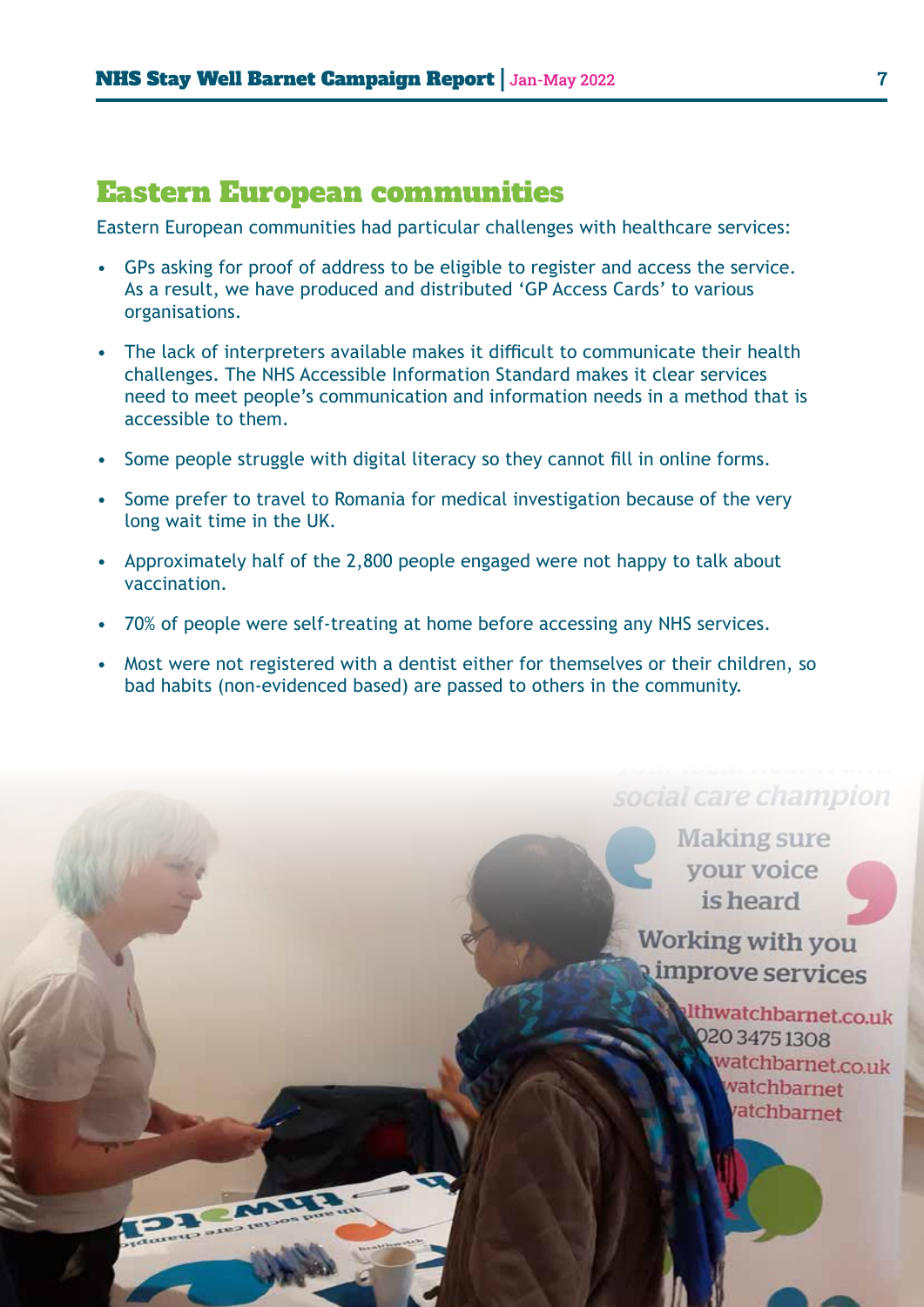## Eastern European communities

Eastern European communities had particular challenges with healthcare services:

- GPs asking for proof of address to be eligible to register and access the service. As a result, we have produced and distributed 'GP Access Cards' to various organisations.
- The lack of interpreters available makes it difficult to communicate their health challenges. The NHS Accessible Information Standard makes it clear services need to meet people's communication and information needs in a method that is accessible to them.
- Some people struggle with digital literacy so they cannot fill in online forms.
- Some prefer to travel to Romania for medical investigation because of the very long wait time in the UK.
- Approximately half of the 2,800 people engaged were not happy to talk about vaccination.
- 70% of people were self-treating at home before accessing any NHS services.
- Most were not registered with a dentist either for themselves or their children, so bad habits (non-evidenced based) are passed to others in the community.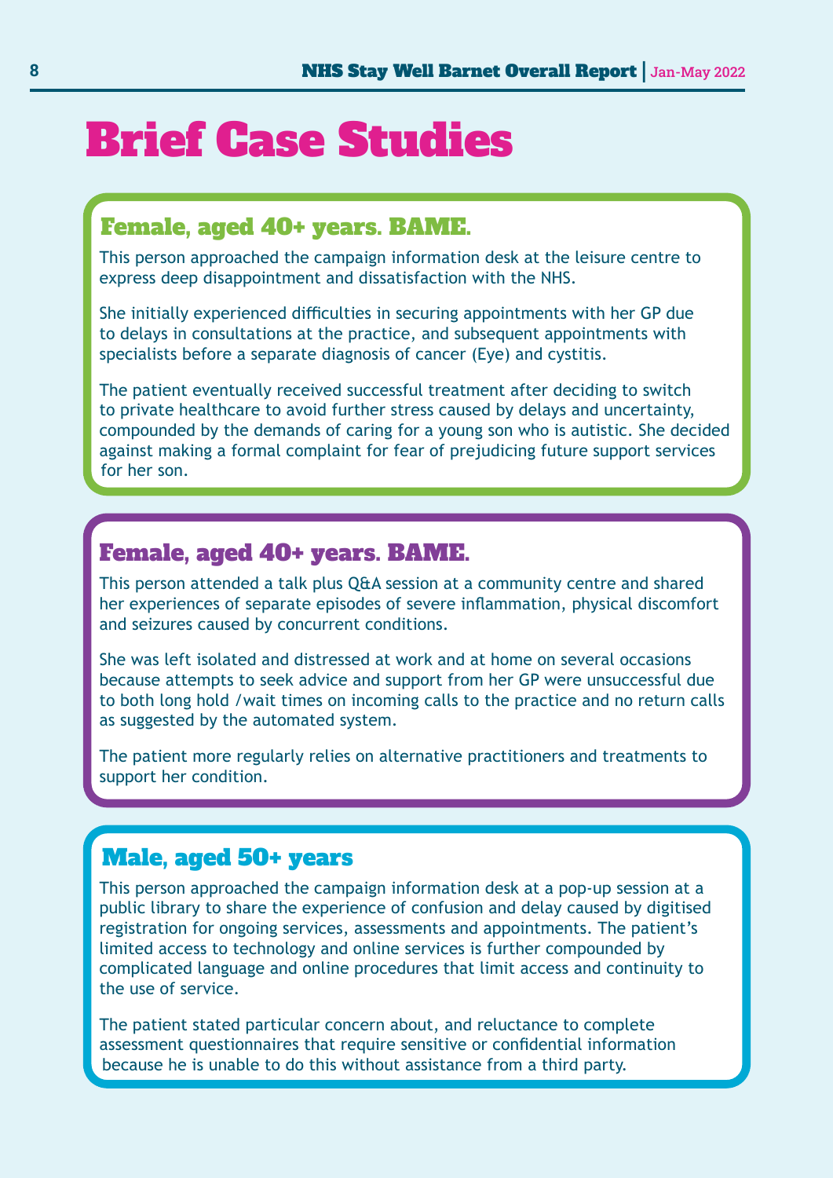# Brief Case Studies

### Female, aged 40+ years. BAME.

This person approached the campaign information desk at the leisure centre to express deep disappointment and dissatisfaction with the NHS.

She initially experienced difficulties in securing appointments with her GP due to delays in consultations at the practice, and subsequent appointments with specialists before a separate diagnosis of cancer (Eye) and cystitis.

The patient eventually received successful treatment after deciding to switch to private healthcare to avoid further stress caused by delays and uncertainty, compounded by the demands of caring for a young son who is autistic. She decided against making a formal complaint for fear of prejudicing future support services for her son.

### Female, aged 40+ years. BAME.

This person attended a talk plus Q&A session at a community centre and shared her experiences of separate episodes of severe inflammation, physical discomfort and seizures caused by concurrent conditions.

She was left isolated and distressed at work and at home on several occasions because attempts to seek advice and support from her GP were unsuccessful due to both long hold /wait times on incoming calls to the practice and no return calls as suggested by the automated system.

The patient more regularly relies on alternative practitioners and treatments to support her condition.

### Male, aged 50+ years

This person approached the campaign information desk at a pop-up session at a public library to share the experience of confusion and delay caused by digitised registration for ongoing services, assessments and appointments. The patient's limited access to technology and online services is further compounded by complicated language and online procedures that limit access and continuity to the use of service.

The patient stated particular concern about, and reluctance to complete assessment questionnaires that require sensitive or confidential information because he is unable to do this without assistance from a third party.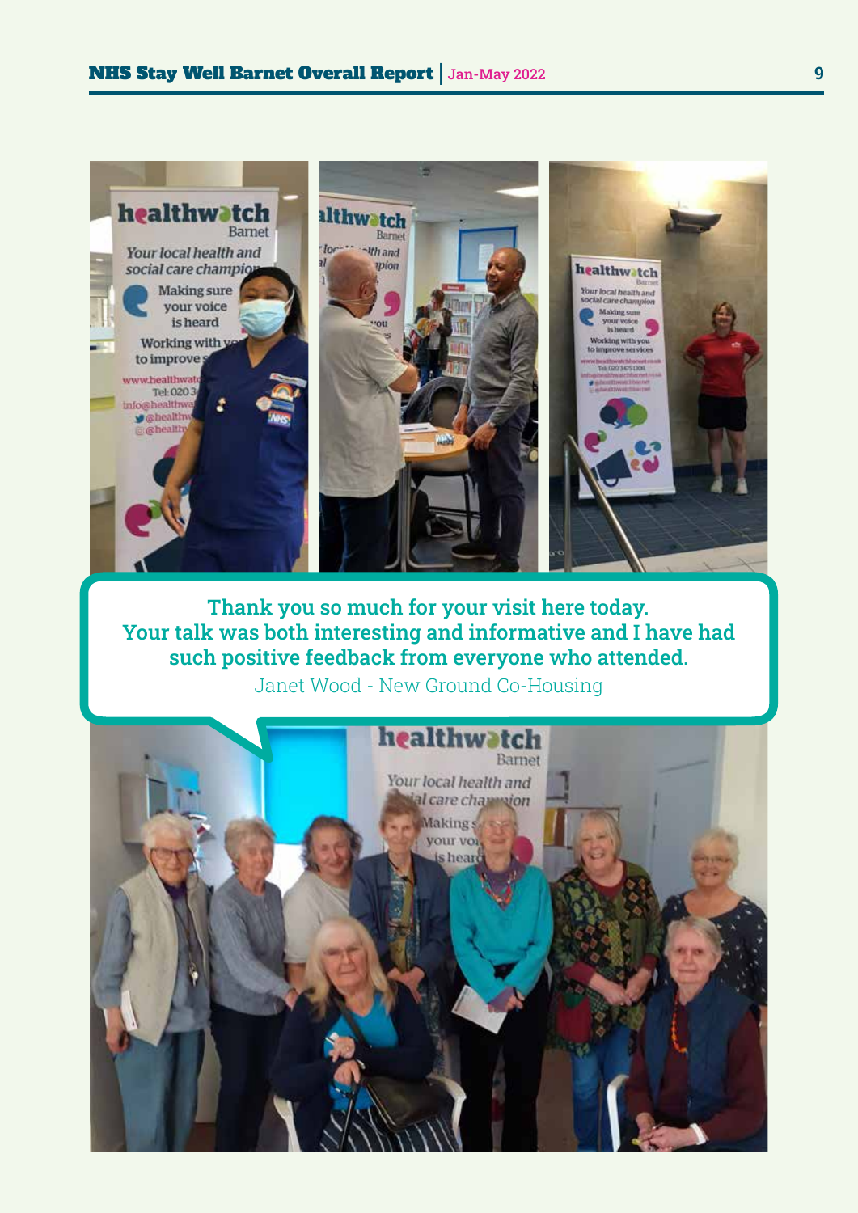**Thank you so much for your visit here today. Your talk was both interesting and informative and I have had such positive feedback from everyone who attended.**

Janet Wood - New Ground Co-Housing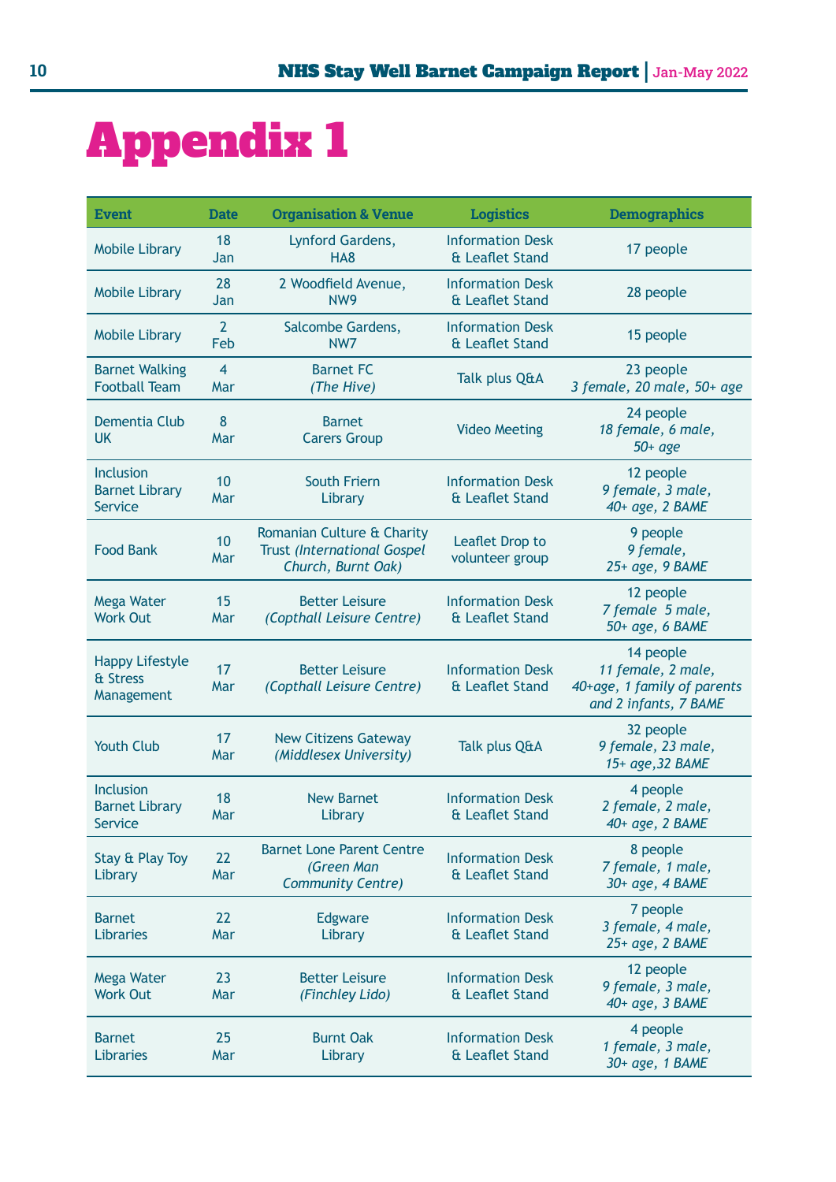# Appendix 1

| Event | Date | Organisation & Venue | Logistics | Demographics |
|---|---|---|---|---|
| Mobile Library | 18 Jan | Lynford Gardens, HA8 | Information Desk & Leaflet Stand | 17 people |
| Mobile Library | 28 Jan | 2 Woodfield Avenue, NW9 | Information Desk & Leaflet Stand | 28 people |
| Mobile Library | 2 Feb | Salcombe Gardens, NW7 | Information Desk & Leaflet Stand | 15 people |
| Barnet Walking Football Team | 4 Mar | Barnet FC *(The Hive)* | Talk plus Q&A | 23 people *3 female, 20 male, 50+ age* |
| Dementia Club UK | 8 Mar | Barnet Carers Group | Video Meeting | 24 people *18 female, 6 male, 50+ age* |
| Inclusion Barnet Library Service | 10 Mar | South Friern Library | Information Desk & Leaflet Stand | 12 people *9 female, 3 male, 40+ age, 2 BAME* |
| Food Bank | 10 Mar | Romanian Culture & Charity Trust *(International Gospel Church, Burnt Oak)* | Leaflet Drop to volunteer group | 9 people *9 female, 25+ age, 9 BAME* |
| Mega Water Work Out | 15 Mar | Better Leisure *(Copthall Leisure Centre)* | Information Desk & Leaflet Stand | 12 people *7 female 5 male, 50+ age, 6 BAME* |
| Happy Lifestyle & Stress Management | 17 Mar | Better Leisure *(Copthall Leisure Centre)* | Information Desk & Leaflet Stand | 14 people *11 female, 2 male, 40+age, 1 family of parents and 2 infants, 7 BAME* |
| Youth Club | 17 Mar | New Citizens Gateway *(Middlesex University)* | Talk plus Q&A | 32 people *9 female, 23 male, 15+ age,32 BAME* |
| Inclusion Barnet Library Service | 18 Mar | New Barnet Library | Information Desk & Leaflet Stand | 4 people *2 female, 2 male, 40+ age, 2 BAME* |
| Stay & Play Toy Library | 22 Mar | Barnet Lone Parent Centre *(Green Man Community Centre)* | Information Desk & Leaflet Stand | 8 people *7 female, 1 male, 30+ age, 4 BAME* |
| Barnet Libraries | 22 Mar | Edgware Library | Information Desk & Leaflet Stand | 7 people *3 female, 4 male, 25+ age, 2 BAME* |
| Mega Water Work Out | 23 Mar | Better Leisure *(Finchley Lido)* | Information Desk & Leaflet Stand | 12 people *9 female, 3 male, 40+ age, 3 BAME* |
| Barnet Libraries | 25 Mar | Burnt Oak Library | Information Desk & Leaflet Stand | 4 people *1 female, 3 male, 30+ age, 1 BAME* |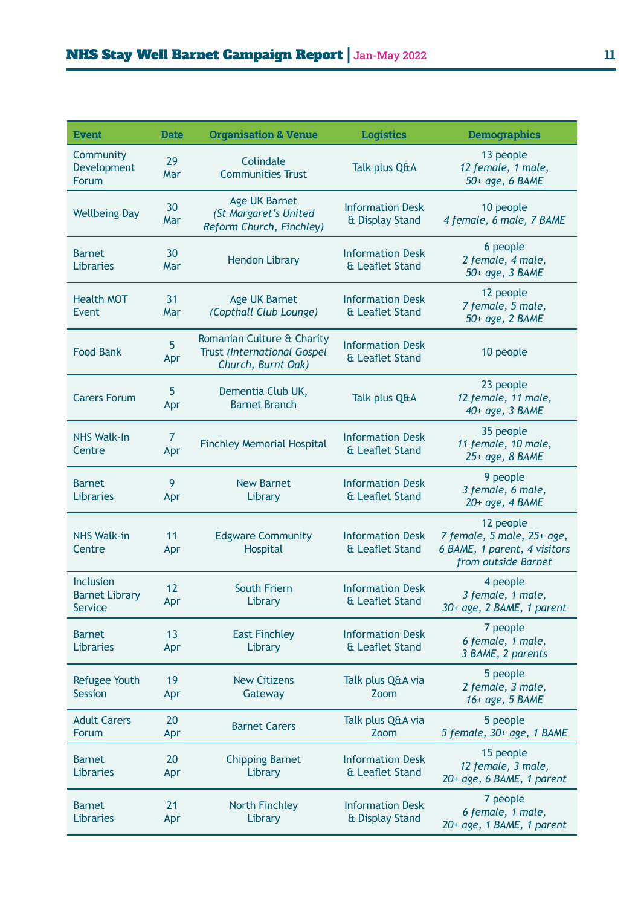| Event | Date | Organisation & Venue | Logistics | Demographics |
|---|---|---|---|---|
| Community Development Forum | 29 Mar | Colindale Communities Trust | Talk plus Q&A | 13 people *12 female, 1 male, 50+ age, 6 BAME* |
| Wellbeing Day | 30 Mar | Age UK Barnet *(St Margaret's United Reform Church, Finchley)* | Information Desk & Display Stand | 10 people *4 female, 6 male, 7 BAME* |
| Barnet Libraries | 30 Mar | Hendon Library | Information Desk & Leaflet Stand | 6 people *2 female, 4 male, 50+ age, 3 BAME* |
| Health MOT Event | 31 Mar | Age UK Barnet *(Copthall Club Lounge)* | Information Desk & Leaflet Stand | 12 people *7 female, 5 male, 50+ age, 2 BAME* |
| Food Bank | 5 Apr | Romanian Culture & Charity Trust *(International Gospel Church, Burnt Oak)* | Information Desk & Leaflet Stand | 10 people |
| Carers Forum | 5 Apr | Dementia Club UK, Barnet Branch | Talk plus Q&A | 23 people *12 female, 11 male, 40+ age, 3 BAME* |
| NHS Walk-In Centre | 7 Apr | Finchley Memorial Hospital | Information Desk & Leaflet Stand | 35 people *11 female, 10 male, 25+ age, 8 BAME* |
| Barnet Libraries | 9 Apr | New Barnet Library | Information Desk & Leaflet Stand | 9 people *3 female, 6 male, 20+ age, 4 BAME* |
| NHS Walk-in Centre | 11 Apr | Edgware Community Hospital | Information Desk & Leaflet Stand | 12 people *7 female, 5 male, 25+ age, 6 BAME, 1 parent, 4 visitors from outside Barnet* |
| Inclusion Barnet Library Service | 12 Apr | South Friern Library | Information Desk & Leaflet Stand | 4 people *3 female, 1 male, 30+ age, 2 BAME, 1 parent* |
| Barnet Libraries | 13 Apr | East Finchley Library | Information Desk & Leaflet Stand | 7 people *6 female, 1 male, 3 BAME, 2 parents* |
| Refugee Youth Session | 19 Apr | New Citizens Gateway | Talk plus Q&A via Zoom | 5 people *2 female, 3 male, 16+ age, 5 BAME* |
| Adult Carers Forum | 20 Apr | Barnet Carers | Talk plus Q&A via Zoom | 5 people *5 female, 30+ age, 1 BAME* |
| Barnet Libraries | 20 Apr | Chipping Barnet Library | Information Desk & Leaflet Stand | 15 people *12 female, 3 male, 20+ age, 6 BAME, 1 parent* |
| Barnet Libraries | 21 Apr | North Finchley Library | Information Desk & Display Stand | 7 people *6 female, 1 male, 20+ age, 1 BAME, 1 parent* |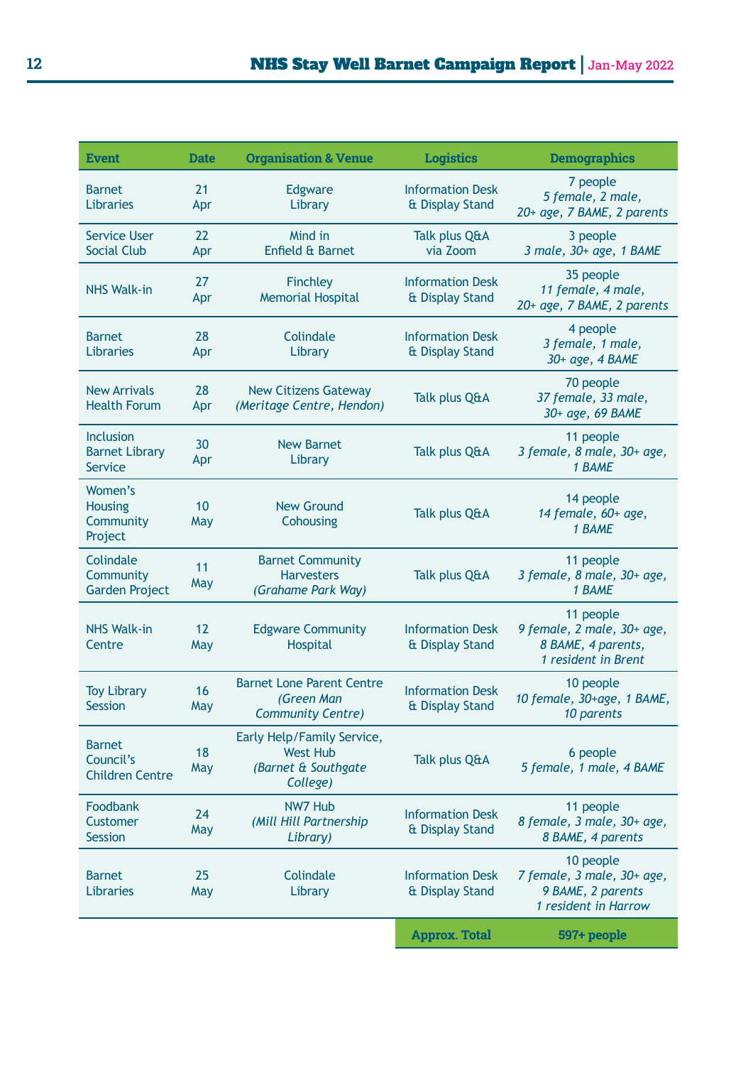| Event | Date | Organisation & Venue | Logistics | Demographics |
|---|---|---|---|---|
| Barnet Libraries | 21 Apr | Edgware Library | Information Desk & Display Stand | 7 people *5 female, 2 male, 20+ age, 7 BAME, 2 parents* |
| Service User Social Club | 22 Apr | Mind in Enfield & Barnet | Talk plus Q&A via Zoom | 3 people *3 male, 30+ age, 1 BAME* |
| NHS Walk-in | 27 Apr | Finchley Memorial Hospital | Information Desk & Display Stand | 35 people *11 female, 4 male, 20+ age, 7 BAME, 2 parents* |
| Barnet Libraries | 28 Apr | Colindale Library | Information Desk & Display Stand | 4 people *3 female, 1 male, 30+ age, 4 BAME* |
| New Arrivals Health Forum | 28 Apr | New Citizens Gateway *(Meritage Centre, Hendon)* | Talk plus Q&A | 70 people *37 female, 33 male, 30+ age, 69 BAME* |
| Inclusion Barnet Library Service | 30 Apr | New Barnet Library | Talk plus Q&A | 11 people *3 female, 8 male, 30+ age, 1 BAME* |
| Women's Housing Community Project | 10 May | New Ground Cohousing | Talk plus Q&A | 14 people *14 female, 60+ age, 1 BAME* |
| Colindale Community Garden Project | 11 May | Barnet Community Harvesters *(Grahame Park Way)* | Talk plus Q&A | 11 people *3 female, 8 male, 30+ age, 1 BAME* |
| NHS Walk-in Centre | 12 May | Edgware Community Hospital | Information Desk & Display Stand | 11 people *9 female, 2 male, 30+ age, 8 BAME, 4 parents, 1 resident in Brent* |
| Toy Library Session | 16 May | Barnet Lone Parent Centre *(Green Man Community Centre)* | Information Desk & Display Stand | 10 people *10 female, 30+age, 1 BAME, 10 parents* |
| Barnet Council's Children Centre | 18 May | Early Help/Family Service, West Hub *(Barnet & Southgate College)* | Talk plus Q&A | 6 people *5 female, 1 male, 4 BAME* |
| Foodbank Customer Session | 24 May | NW7 Hub *(Mill Hill Partnership Library)* | Information Desk & Display Stand | 11 people *8 female, 3 male, 30+ age, 8 BAME, 4 parents* |
| Barnet Libraries | 25 May | Colindale Library | Information Desk & Display Stand | 10 people *7 female, 3 male, 30+ age, 9 BAME, 2 parents 1 resident in Harrow* |
| | | | **Approx. Total** | **597+ people** |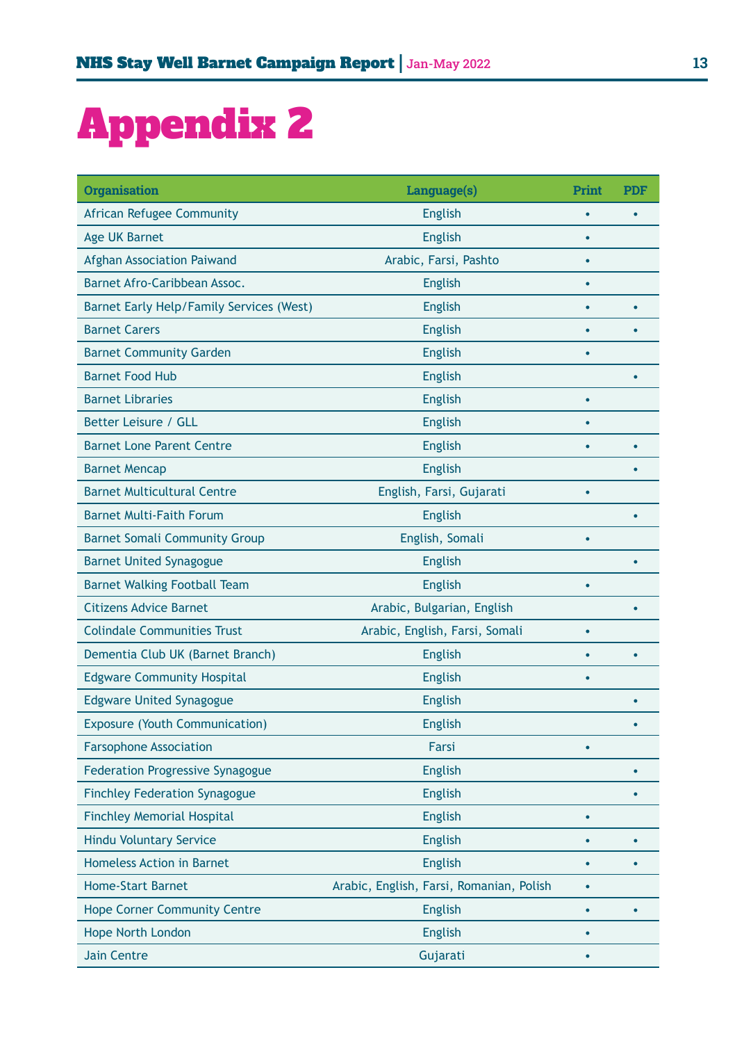# Appendix 2

| Organisation | Language(s) | Print | PDF |
|---|---|---|---|
| African Refugee Community | English | • | • |
| Age UK Barnet | English | • | |
| Afghan Association Paiwand | Arabic, Farsi, Pashto | • | |
| Barnet Afro-Caribbean Assoc. | English | • | |
| Barnet Early Help/Family Services (West) | English | • | • |
| Barnet Carers | English | • | • |
| Barnet Community Garden | English | • | |
| Barnet Food Hub | English | | • |
| Barnet Libraries | English | • | |
| Better Leisure / GLL | English | • | |
| Barnet Lone Parent Centre | English | • | • |
| Barnet Mencap | English | | • |
| Barnet Multicultural Centre | English, Farsi, Gujarati | • | |
| Barnet Multi-Faith Forum | English | | • |
| Barnet Somali Community Group | English, Somali | • | |
| Barnet United Synagogue | English | | • |
| Barnet Walking Football Team | English | • | |
| Citizens Advice Barnet | Arabic, Bulgarian, English | | • |
| Colindale Communities Trust | Arabic, English, Farsi, Somali | • | |
| Dementia Club UK (Barnet Branch) | English | • | • |
| Edgware Community Hospital | English | • | |
| Edgware United Synagogue | English | | • |
| Exposure (Youth Communication) | English | | • |
| Farsophone Association | Farsi | • | |
| Federation Progressive Synagogue | English | | • |
| Finchley Federation Synagogue | English | | • |
| Finchley Memorial Hospital | English | • | |
| Hindu Voluntary Service | English | • | • |
| Homeless Action in Barnet | English | • | • |
| Home-Start Barnet | Arabic, English, Farsi, Romanian, Polish | • | |
| Hope Corner Community Centre | English | • | • |
| Hope North London | English | • | |
| Jain Centre | Gujarati | • | |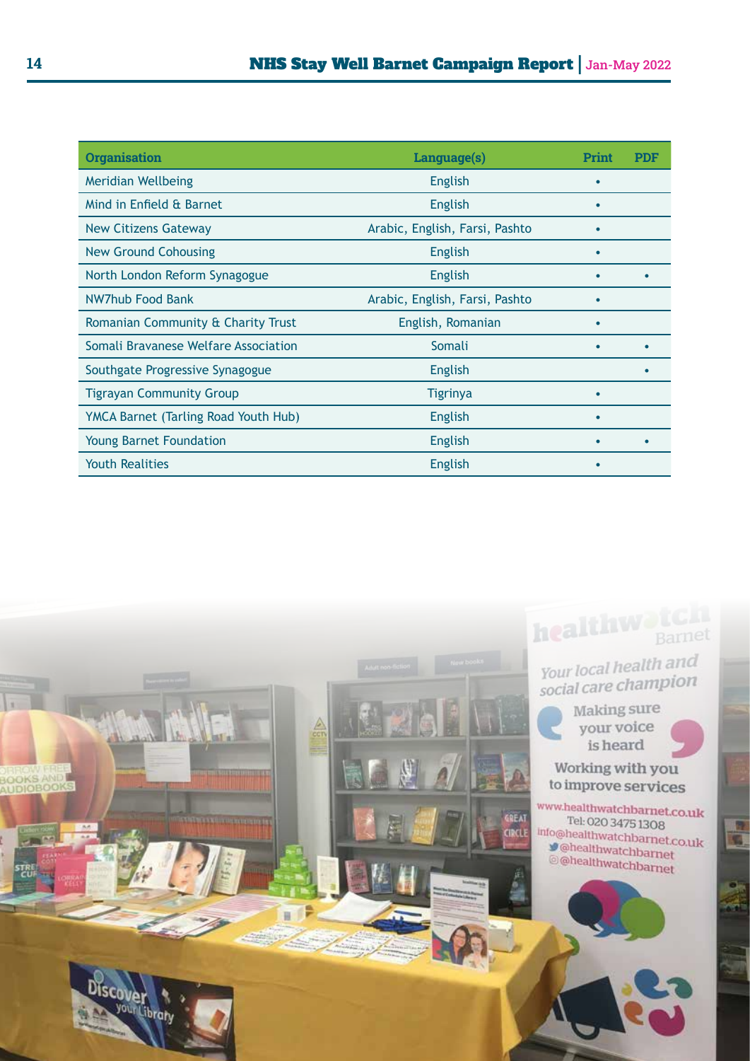| Organisation | Language(s) | Print | PDF |
|---|---|---|---|
| Meridian Wellbeing | English | • | |
| Mind in Enfield & Barnet | English | • | |
| New Citizens Gateway | Arabic, English, Farsi, Pashto | • | |
| New Ground Cohousing | English | • | |
| North London Reform Synagogue | English | • | • |
| NW7hub Food Bank | Arabic, English, Farsi, Pashto | • | |
| Romanian Community & Charity Trust | English, Romanian | • | |
| Somali Bravanese Welfare Association | Somali | • | • |
| Southgate Progressive Synagogue | English | | • |
| Tigrayan Community Group | Tigrinya | • | |
| YMCA Barnet (Tarling Road Youth Hub) | English | • | |
| Young Barnet Foundation | English | • | • |
| Youth Realities | English | • | |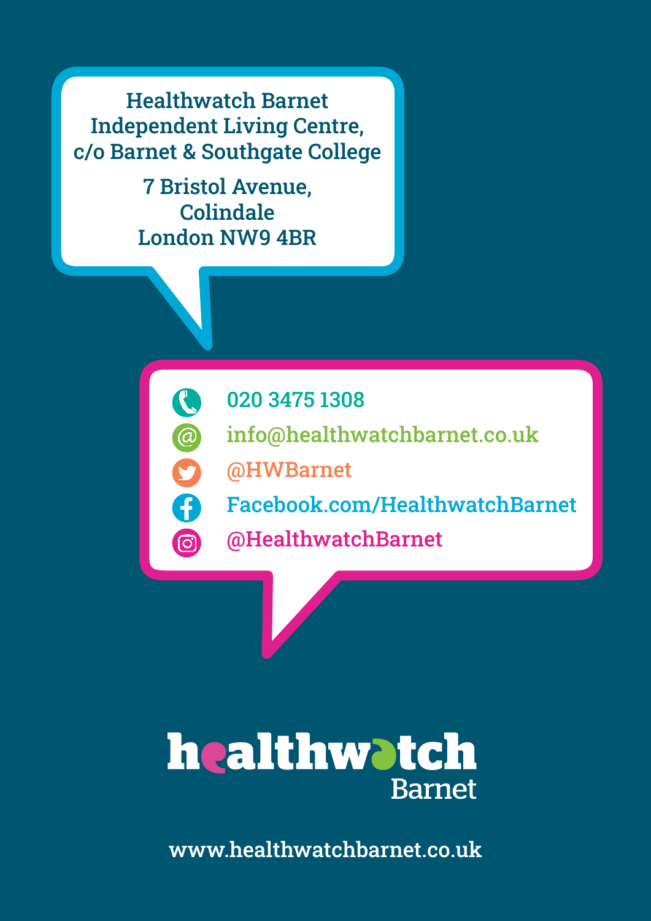Healthwatch Barnet
Independent Living Centre,
c/o Barnet & Southgate College

7 Bristol Avenue,
Colindale
London NW9 4BR

020 3475 1308

info@healthwatchbarnet.co.uk

@HWBarnet

Facebook.com/HealthwatchBarnet

@HealthwatchBarnet

healthwatch
Barnet

www.healthwatchbarnet.co.uk